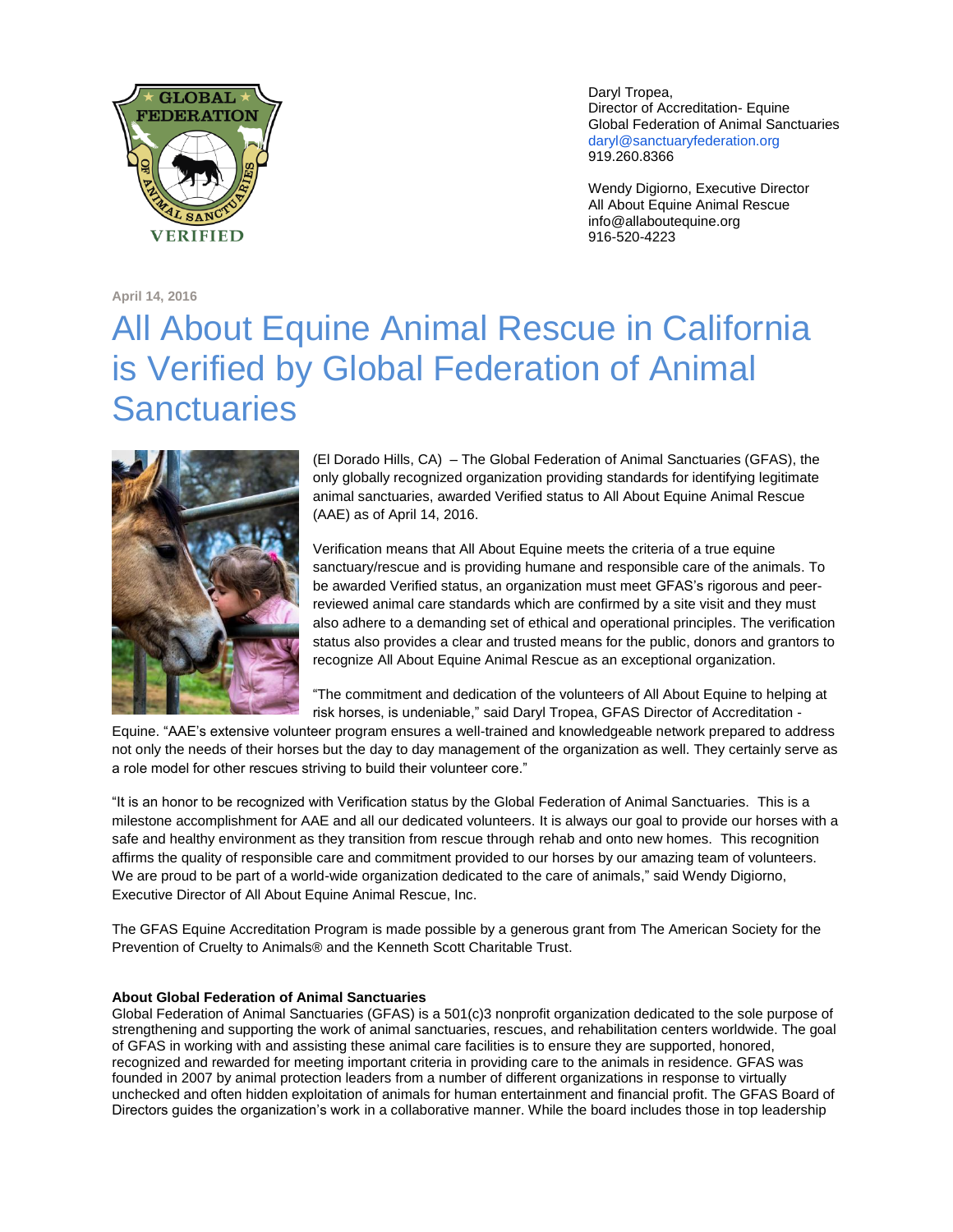Daryl Tropea,
Director of Accreditation- Equine
Global Federation of Animal Sanctuaries
daryl@sanctuaryfederation.org
919.260.8366

Wendy Digiorno, Executive Director
All About Equine Animal Rescue
info@allaboutequine.org
916-520-4223

**April 14, 2016**

# All About Equine Animal Rescue in California is Verified by Global Federation of Animal Sanctuaries

(El Dorado Hills, CA) – The Global Federation of Animal Sanctuaries (GFAS), the only globally recognized organization providing standards for identifying legitimate animal sanctuaries, awarded Verified status to All About Equine Animal Rescue (AAE) as of April 14, 2016.

Verification means that All About Equine meets the criteria of a true equine sanctuary/rescue and is providing humane and responsible care of the animals. To be awarded Verified status, an organization must meet GFAS's rigorous and peer-reviewed animal care standards which are confirmed by a site visit and they must also adhere to a demanding set of ethical and operational principles. The verification status also provides a clear and trusted means for the public, donors and grantors to recognize All About Equine Animal Rescue as an exceptional organization.

"The commitment and dedication of the volunteers of All About Equine to helping at risk horses, is undeniable," said Daryl Tropea, GFAS Director of Accreditation - Equine. "AAE's extensive volunteer program ensures a well-trained and knowledgeable network prepared to address not only the needs of their horses but the day to day management of the organization as well. They certainly serve as a role model for other rescues striving to build their volunteer core."

"It is an honor to be recognized with Verification status by the Global Federation of Animal Sanctuaries. This is a milestone accomplishment for AAE and all our dedicated volunteers. It is always our goal to provide our horses with a safe and healthy environment as they transition from rescue through rehab and onto new homes. This recognition affirms the quality of responsible care and commitment provided to our horses by our amazing team of volunteers. We are proud to be part of a world-wide organization dedicated to the care of animals," said Wendy Digiorno, Executive Director of All About Equine Animal Rescue, Inc.

The GFAS Equine Accreditation Program is made possible by a generous grant from The American Society for the Prevention of Cruelty to Animals® and the Kenneth Scott Charitable Trust.

**About Global Federation of Animal Sanctuaries**
Global Federation of Animal Sanctuaries (GFAS) is a 501(c)3 nonprofit organization dedicated to the sole purpose of strengthening and supporting the work of animal sanctuaries, rescues, and rehabilitation centers worldwide. The goal of GFAS in working with and assisting these animal care facilities is to ensure they are supported, honored, recognized and rewarded for meeting important criteria in providing care to the animals in residence. GFAS was founded in 2007 by animal protection leaders from a number of different organizations in response to virtually unchecked and often hidden exploitation of animals for human entertainment and financial profit. The GFAS Board of Directors guides the organization's work in a collaborative manner. While the board includes those in top leadership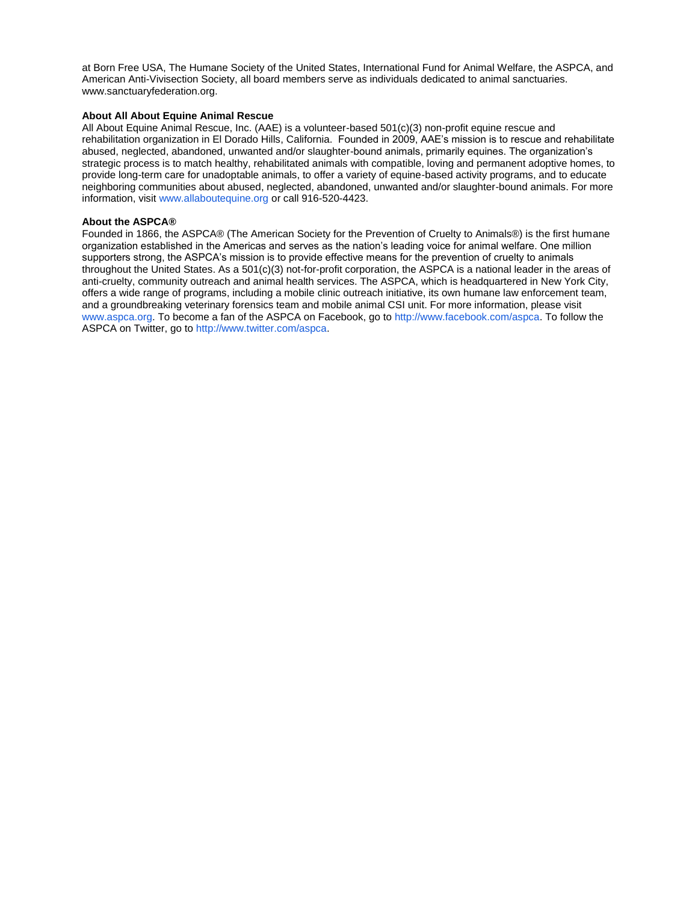at Born Free USA, The Humane Society of the United States, International Fund for Animal Welfare, the ASPCA, and American Anti-Vivisection Society, all board members serve as individuals dedicated to animal sanctuaries. www.sanctuaryfederation.org.

**About All About Equine Animal Rescue**

All About Equine Animal Rescue, Inc. (AAE) is a volunteer-based 501(c)(3) non-profit equine rescue and rehabilitation organization in El Dorado Hills, California. Founded in 2009, AAE's mission is to rescue and rehabilitate abused, neglected, abandoned, unwanted and/or slaughter-bound animals, primarily equines. The organization's strategic process is to match healthy, rehabilitated animals with compatible, loving and permanent adoptive homes, to provide long-term care for unadoptable animals, to offer a variety of equine-based activity programs, and to educate neighboring communities about abused, neglected, abandoned, unwanted and/or slaughter-bound animals. For more information, visit www.allaboutequine.org or call 916-520-4423.

**About the ASPCA®**

Founded in 1866, the ASPCA® (The American Society for the Prevention of Cruelty to Animals®) is the first humane organization established in the Americas and serves as the nation's leading voice for animal welfare. One million supporters strong, the ASPCA's mission is to provide effective means for the prevention of cruelty to animals throughout the United States. As a 501(c)(3) not-for-profit corporation, the ASPCA is a national leader in the areas of anti-cruelty, community outreach and animal health services. The ASPCA, which is headquartered in New York City, offers a wide range of programs, including a mobile clinic outreach initiative, its own humane law enforcement team, and a groundbreaking veterinary forensics team and mobile animal CSI unit. For more information, please visit www.aspca.org. To become a fan of the ASPCA on Facebook, go to http://www.facebook.com/aspca. To follow the ASPCA on Twitter, go to http://www.twitter.com/aspca.